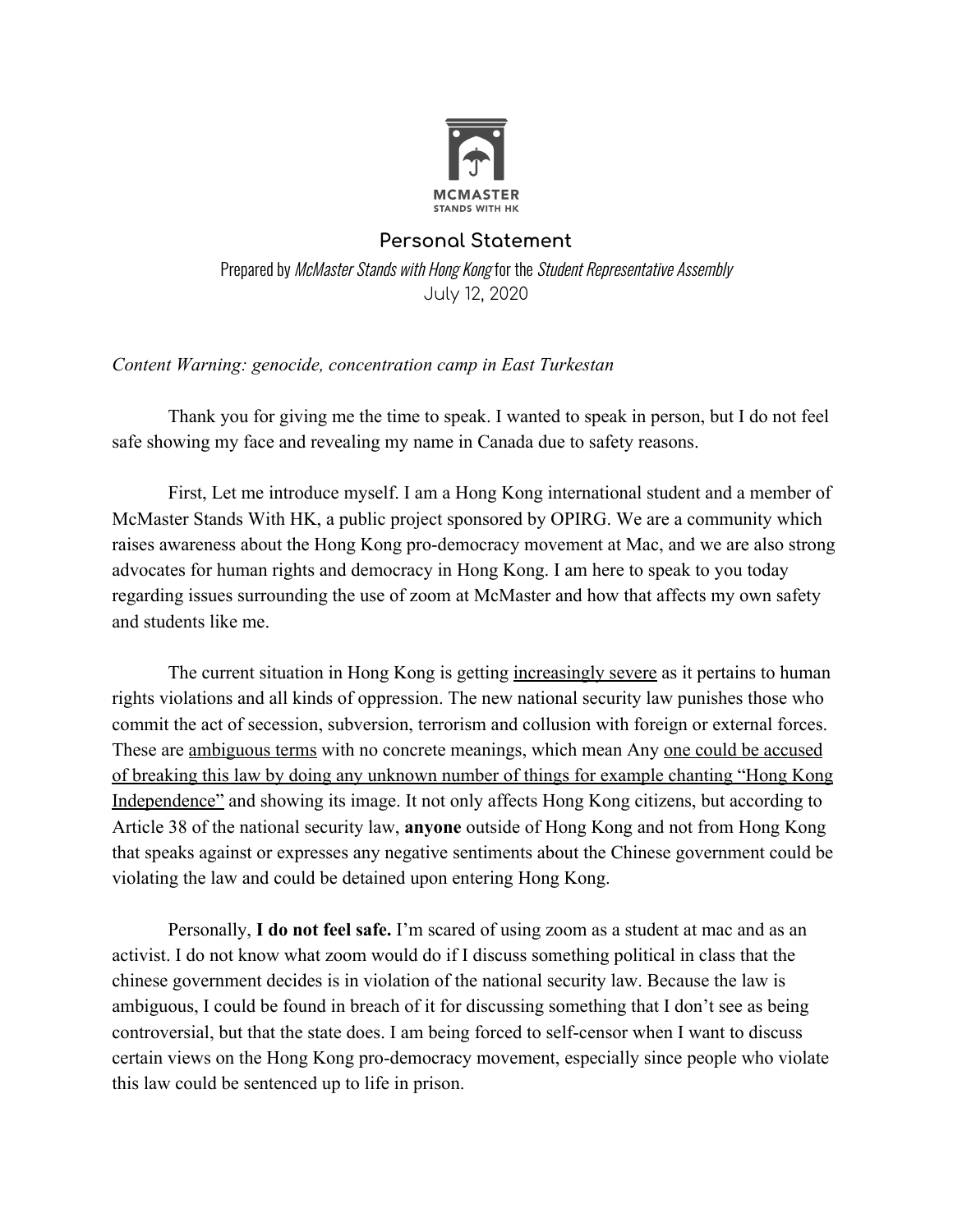MCMASTER
STANDS WITH HK

## Personal Statement

Prepared by *McMaster Stands with Hong Kong* for the *Student Representative Assembly*
July 12, 2020

*Content Warning: genocide, concentration camp in East Turkestan*

Thank you for giving me the time to speak. I wanted to speak in person, but I do not feel safe showing my face and revealing my name in Canada due to safety reasons.

First, Let me introduce myself. I am a Hong Kong international student and a member of McMaster Stands With HK, a public project sponsored by OPIRG. We are a community which raises awareness about the Hong Kong pro-democracy movement at Mac, and we are also strong advocates for human rights and democracy in Hong Kong. I am here to speak to you today regarding issues surrounding the use of zoom at McMaster and how that affects my own safety and students like me.

The current situation in Hong Kong is getting increasingly severe as it pertains to human rights violations and all kinds of oppression. The new national security law punishes those who commit the act of secession, subversion, terrorism and collusion with foreign or external forces. These are ambiguous terms with no concrete meanings, which mean Any one could be accused of breaking this law by doing any unknown number of things for example chanting "Hong Kong Independence" and showing its image. It not only affects Hong Kong citizens, but according to Article 38 of the national security law, **anyone** outside of Hong Kong and not from Hong Kong that speaks against or expresses any negative sentiments about the Chinese government could be violating the law and could be detained upon entering Hong Kong.

Personally, **I do not feel safe.** I'm scared of using zoom as a student at mac and as an activist. I do not know what zoom would do if I discuss something political in class that the chinese government decides is in violation of the national security law. Because the law is ambiguous, I could be found in breach of it for discussing something that I don't see as being controversial, but that the state does. I am being forced to self-censor when I want to discuss certain views on the Hong Kong pro-democracy movement, especially since people who violate this law could be sentenced up to life in prison.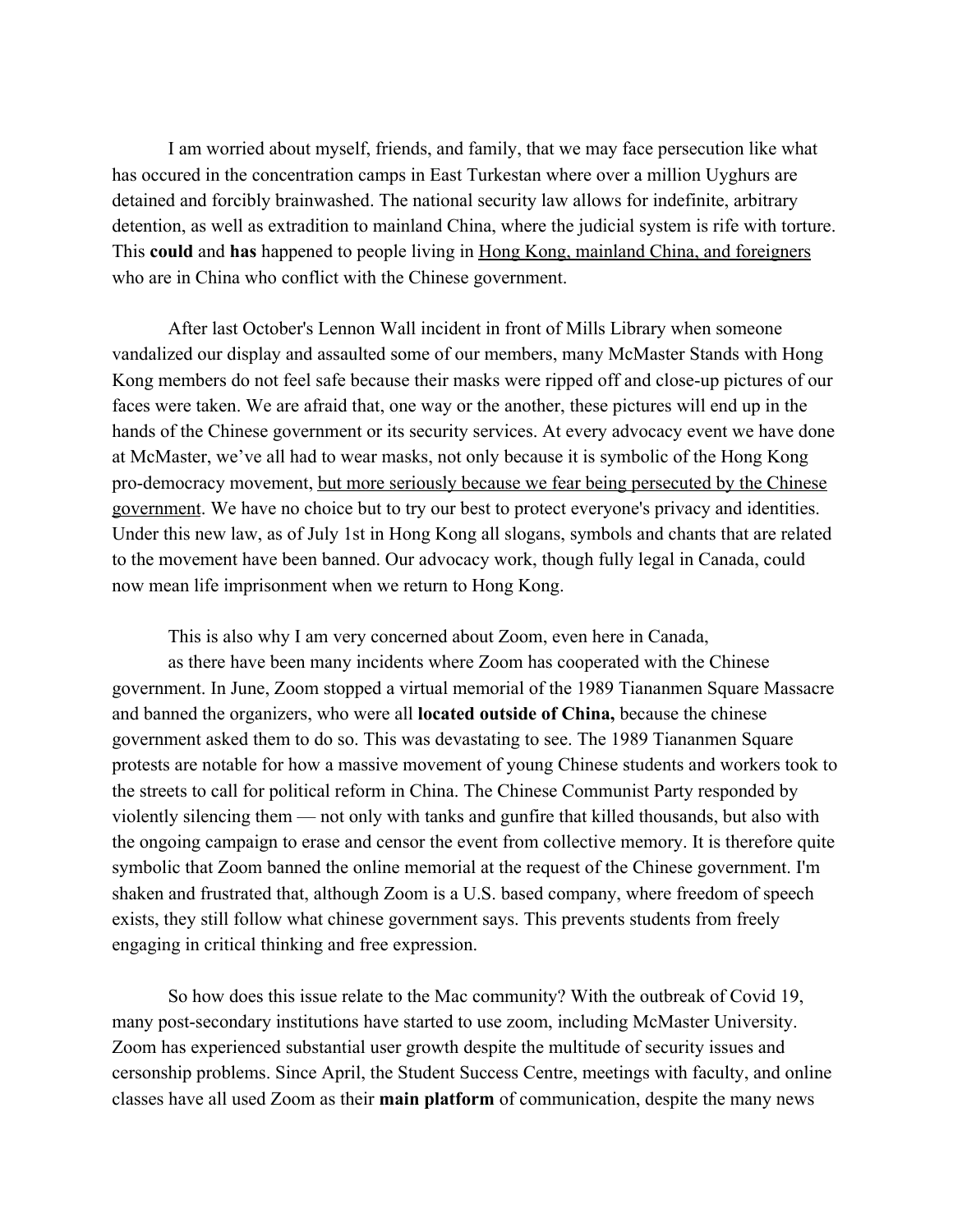I am worried about myself, friends, and family, that we may face persecution like what has occured in the concentration camps in East Turkestan where over a million Uyghurs are detained and forcibly brainwashed. The national security law allows for indefinite, arbitrary detention, as well as extradition to mainland China, where the judicial system is rife with torture. This **could** and **has** happened to people living in <u>Hong Kong, mainland China, and foreigners</u> who are in China who conflict with the Chinese government.

After last October's Lennon Wall incident in front of Mills Library when someone vandalized our display and assaulted some of our members, many McMaster Stands with Hong Kong members do not feel safe because their masks were ripped off and close-up pictures of our faces were taken. We are afraid that, one way or the another, these pictures will end up in the hands of the Chinese government or its security services. At every advocacy event we have done at McMaster, we've all had to wear masks, not only because it is symbolic of the Hong Kong pro-democracy movement, <u>but more seriously because we fear being persecuted by the Chinese government</u>. We have no choice but to try our best to protect everyone's privacy and identities. Under this new law, as of July 1st in Hong Kong all slogans, symbols and chants that are related to the movement have been banned. Our advocacy work, though fully legal in Canada, could now mean life imprisonment when we return to Hong Kong.

This is also why I am very concerned about Zoom, even here in Canada, as there have been many incidents where Zoom has cooperated with the Chinese government. In June, Zoom stopped a virtual memorial of the 1989 Tiananmen Square Massacre and banned the organizers, who were all **located outside of China,** because the chinese government asked them to do so. This was devastating to see. The 1989 Tiananmen Square protests are notable for how a massive movement of young Chinese students and workers took to the streets to call for political reform in China. The Chinese Communist Party responded by violently silencing them — not only with tanks and gunfire that killed thousands, but also with the ongoing campaign to erase and censor the event from collective memory. It is therefore quite symbolic that Zoom banned the online memorial at the request of the Chinese government. I'm shaken and frustrated that, although Zoom is a U.S. based company, where freedom of speech exists, they still follow what chinese government says. This prevents students from freely engaging in critical thinking and free expression.

So how does this issue relate to the Mac community? With the outbreak of Covid 19, many post-secondary institutions have started to use zoom, including McMaster University. Zoom has experienced substantial user growth despite the multitude of security issues and cersonship problems. Since April, the Student Success Centre, meetings with faculty, and online classes have all used Zoom as their **main platform** of communication, despite the many news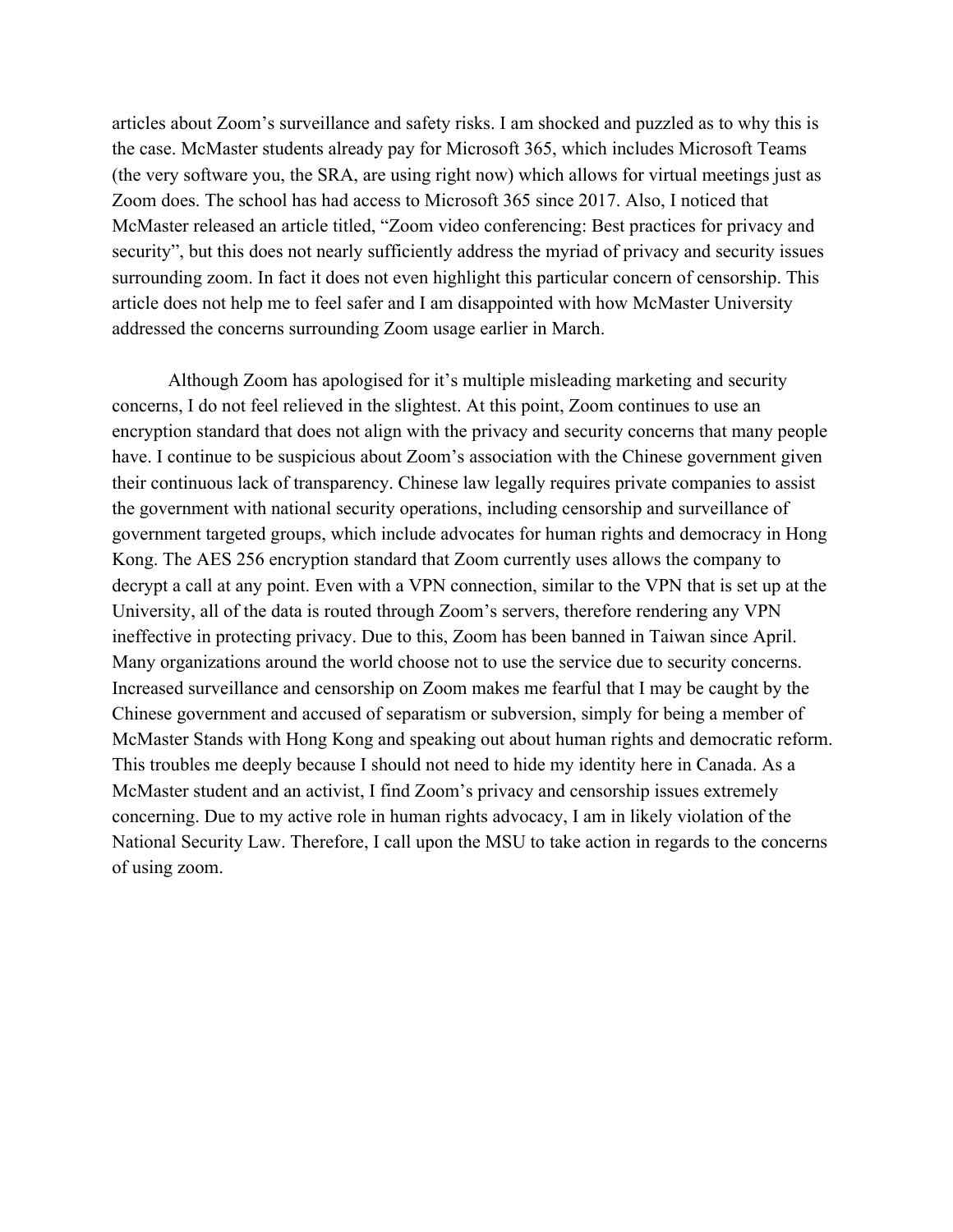articles about Zoom's surveillance and safety risks. I am shocked and puzzled as to why this is the case. McMaster students already pay for Microsoft 365, which includes Microsoft Teams (the very software you, the SRA, are using right now) which allows for virtual meetings just as Zoom does. The school has had access to Microsoft 365 since 2017. Also, I noticed that McMaster released an article titled, "Zoom video conferencing: Best practices for privacy and security", but this does not nearly sufficiently address the myriad of privacy and security issues surrounding zoom. In fact it does not even highlight this particular concern of censorship. This article does not help me to feel safer and I am disappointed with how McMaster University addressed the concerns surrounding Zoom usage earlier in March.

Although Zoom has apologised for it's multiple misleading marketing and security concerns, I do not feel relieved in the slightest. At this point, Zoom continues to use an encryption standard that does not align with the privacy and security concerns that many people have. I continue to be suspicious about Zoom's association with the Chinese government given their continuous lack of transparency. Chinese law legally requires private companies to assist the government with national security operations, including censorship and surveillance of government targeted groups, which include advocates for human rights and democracy in Hong Kong. The AES 256 encryption standard that Zoom currently uses allows the company to decrypt a call at any point. Even with a VPN connection, similar to the VPN that is set up at the University, all of the data is routed through Zoom's servers, therefore rendering any VPN ineffective in protecting privacy. Due to this, Zoom has been banned in Taiwan since April. Many organizations around the world choose not to use the service due to security concerns. Increased surveillance and censorship on Zoom makes me fearful that I may be caught by the Chinese government and accused of separatism or subversion, simply for being a member of McMaster Stands with Hong Kong and speaking out about human rights and democratic reform. This troubles me deeply because I should not need to hide my identity here in Canada. As a McMaster student and an activist, I find Zoom's privacy and censorship issues extremely concerning. Due to my active role in human rights advocacy, I am in likely violation of the National Security Law. Therefore, I call upon the MSU to take action in regards to the concerns of using zoom.